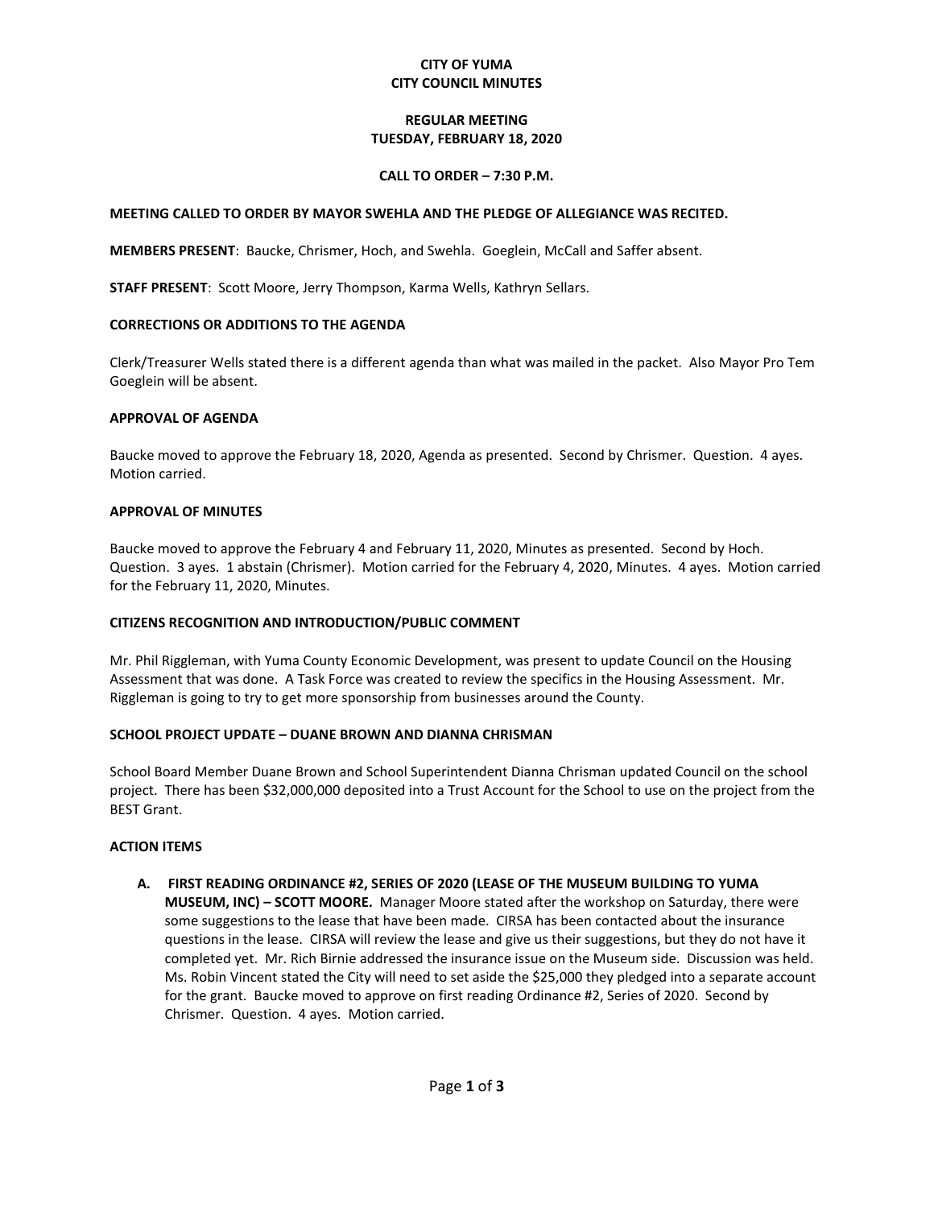# CITY OF YUMA
# CITY COUNCIL MINUTES

## REGULAR MEETING
## TUESDAY, FEBRUARY 18, 2020

### CALL TO ORDER – 7:30 P.M.

**MEETING CALLED TO ORDER BY MAYOR SWEHLA AND THE PLEDGE OF ALLEGIANCE WAS RECITED.**

**MEMBERS PRESENT**: Baucke, Chrismer, Hoch, and Swehla. Goeglein, McCall and Saffer absent.

**STAFF PRESENT**: Scott Moore, Jerry Thompson, Karma Wells, Kathryn Sellars.

**CORRECTIONS OR ADDITIONS TO THE AGENDA**

Clerk/Treasurer Wells stated there is a different agenda than what was mailed in the packet. Also Mayor Pro Tem Goeglein will be absent.

**APPROVAL OF AGENDA**

Baucke moved to approve the February 18, 2020, Agenda as presented. Second by Chrismer. Question. 4 ayes. Motion carried.

**APPROVAL OF MINUTES**

Baucke moved to approve the February 4 and February 11, 2020, Minutes as presented. Second by Hoch. Question. 3 ayes. 1 abstain (Chrismer). Motion carried for the February 4, 2020, Minutes. 4 ayes. Motion carried for the February 11, 2020, Minutes.

**CITIZENS RECOGNITION AND INTRODUCTION/PUBLIC COMMENT**

Mr. Phil Riggleman, with Yuma County Economic Development, was present to update Council on the Housing Assessment that was done. A Task Force was created to review the specifics in the Housing Assessment. Mr. Riggleman is going to try to get more sponsorship from businesses around the County.

**SCHOOL PROJECT UPDATE – DUANE BROWN AND DIANNA CHRISMAN**

School Board Member Duane Brown and School Superintendent Dianna Chrisman updated Council on the school project. There has been $32,000,000 deposited into a Trust Account for the School to use on the project from the BEST Grant.

**ACTION ITEMS**

**A. FIRST READING ORDINANCE #2, SERIES OF 2020 (LEASE OF THE MUSEUM BUILDING TO YUMA MUSEUM, INC) – SCOTT MOORE.** Manager Moore stated after the workshop on Saturday, there were some suggestions to the lease that have been made. CIRSA has been contacted about the insurance questions in the lease. CIRSA will review the lease and give us their suggestions, but they do not have it completed yet. Mr. Rich Birnie addressed the insurance issue on the Museum side. Discussion was held. Ms. Robin Vincent stated the City will need to set aside the $25,000 they pledged into a separate account for the grant. Baucke moved to approve on first reading Ordinance #2, Series of 2020. Second by Chrismer. Question. 4 ayes. Motion carried.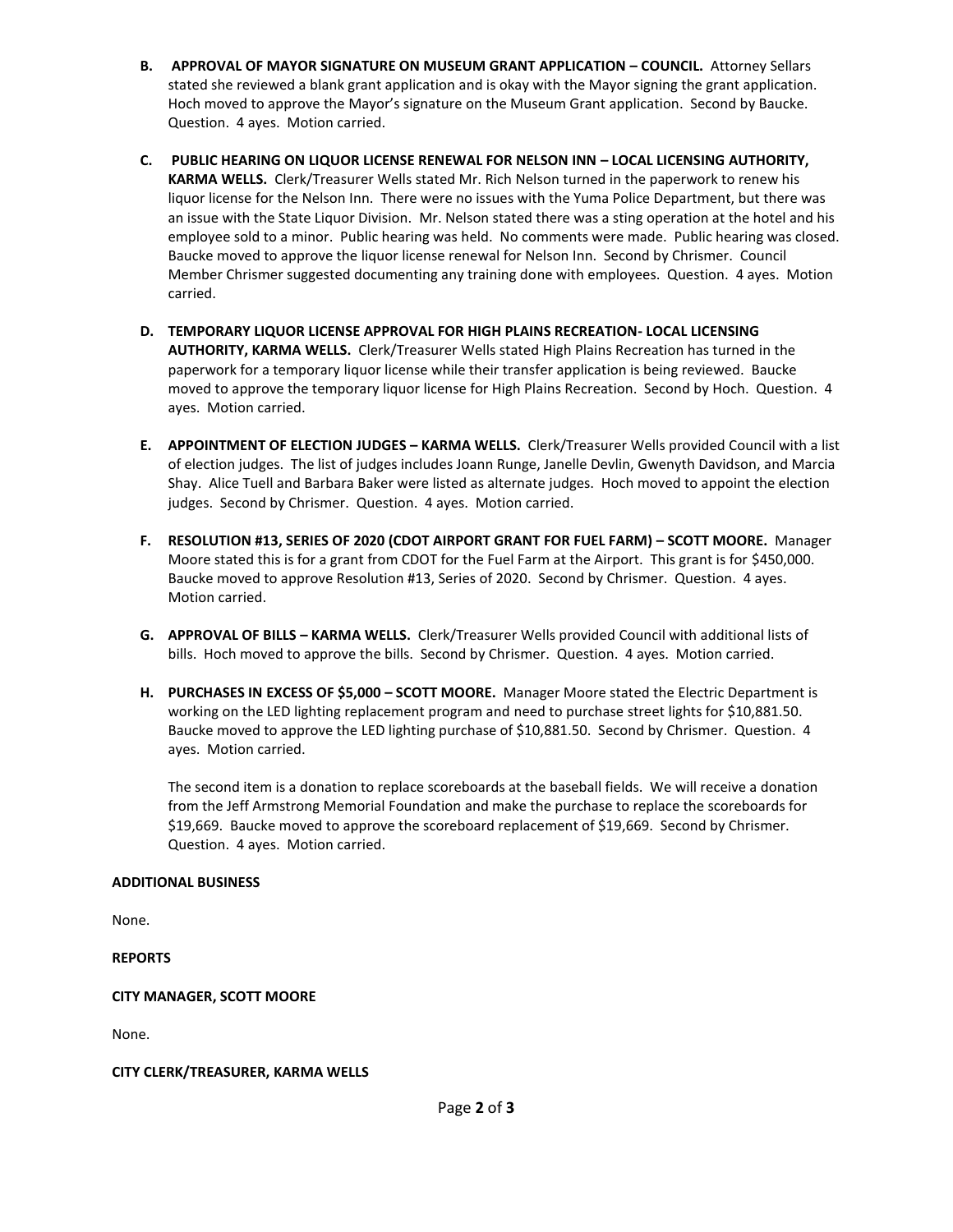**B. APPROVAL OF MAYOR SIGNATURE ON MUSEUM GRANT APPLICATION – COUNCIL.** Attorney Sellars stated she reviewed a blank grant application and is okay with the Mayor signing the grant application. Hoch moved to approve the Mayor's signature on the Museum Grant application. Second by Baucke. Question. 4 ayes. Motion carried.

**C. PUBLIC HEARING ON LIQUOR LICENSE RENEWAL FOR NELSON INN – LOCAL LICENSING AUTHORITY, KARMA WELLS.** Clerk/Treasurer Wells stated Mr. Rich Nelson turned in the paperwork to renew his liquor license for the Nelson Inn. There were no issues with the Yuma Police Department, but there was an issue with the State Liquor Division. Mr. Nelson stated there was a sting operation at the hotel and his employee sold to a minor. Public hearing was held. No comments were made. Public hearing was closed. Baucke moved to approve the liquor license renewal for Nelson Inn. Second by Chrismer. Council Member Chrismer suggested documenting any training done with employees. Question. 4 ayes. Motion carried.

**D. TEMPORARY LIQUOR LICENSE APPROVAL FOR HIGH PLAINS RECREATION- LOCAL LICENSING AUTHORITY, KARMA WELLS.** Clerk/Treasurer Wells stated High Plains Recreation has turned in the paperwork for a temporary liquor license while their transfer application is being reviewed. Baucke moved to approve the temporary liquor license for High Plains Recreation. Second by Hoch. Question. 4 ayes. Motion carried.

**E. APPOINTMENT OF ELECTION JUDGES – KARMA WELLS.** Clerk/Treasurer Wells provided Council with a list of election judges. The list of judges includes Joann Runge, Janelle Devlin, Gwenyth Davidson, and Marcia Shay. Alice Tuell and Barbara Baker were listed as alternate judges. Hoch moved to appoint the election judges. Second by Chrismer. Question. 4 ayes. Motion carried.

**F. RESOLUTION #13, SERIES OF 2020 (CDOT AIRPORT GRANT FOR FUEL FARM) – SCOTT MOORE.** Manager Moore stated this is for a grant from CDOT for the Fuel Farm at the Airport. This grant is for $450,000. Baucke moved to approve Resolution #13, Series of 2020. Second by Chrismer. Question. 4 ayes. Motion carried.

**G. APPROVAL OF BILLS – KARMA WELLS.** Clerk/Treasurer Wells provided Council with additional lists of bills. Hoch moved to approve the bills. Second by Chrismer. Question. 4 ayes. Motion carried.

**H. PURCHASES IN EXCESS OF $5,000 – SCOTT MOORE.** Manager Moore stated the Electric Department is working on the LED lighting replacement program and need to purchase street lights for $10,881.50. Baucke moved to approve the LED lighting purchase of $10,881.50. Second by Chrismer. Question. 4 ayes. Motion carried.

The second item is a donation to replace scoreboards at the baseball fields. We will receive a donation from the Jeff Armstrong Memorial Foundation and make the purchase to replace the scoreboards for $19,669. Baucke moved to approve the scoreboard replacement of $19,669. Second by Chrismer. Question. 4 ayes. Motion carried.

**ADDITIONAL BUSINESS**

None.

**REPORTS**

**CITY MANAGER, SCOTT MOORE**

None.

**CITY CLERK/TREASURER, KARMA WELLS**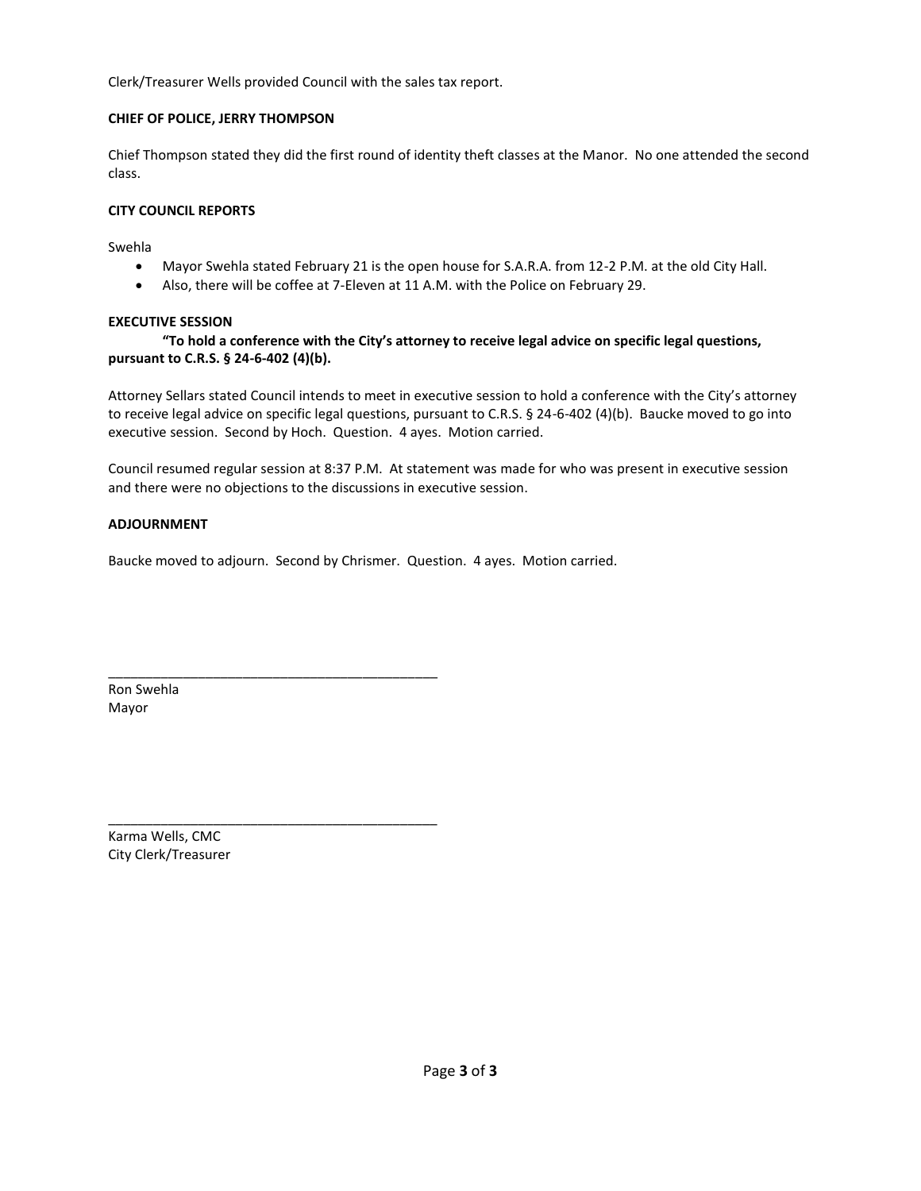Clerk/Treasurer Wells provided Council with the sales tax report.

**CHIEF OF POLICE, JERRY THOMPSON**

Chief Thompson stated they did the first round of identity theft classes at the Manor. No one attended the second class.

**CITY COUNCIL REPORTS**

Swehla

- Mayor Swehla stated February 21 is the open house for S.A.R.A. from 12-2 P.M. at the old City Hall.
- Also, there will be coffee at 7-Eleven at 11 A.M. with the Police on February 29.

**EXECUTIVE SESSION**

**"To hold a conference with the City's attorney to receive legal advice on specific legal questions, pursuant to C.R.S. § 24-6-402 (4)(b).**

Attorney Sellars stated Council intends to meet in executive session to hold a conference with the City's attorney to receive legal advice on specific legal questions, pursuant to C.R.S. § 24-6-402 (4)(b). Baucke moved to go into executive session. Second by Hoch. Question. 4 ayes. Motion carried.

Council resumed regular session at 8:37 P.M. At statement was made for who was present in executive session and there were no objections to the discussions in executive session.

**ADJOURNMENT**

Baucke moved to adjourn. Second by Chrismer. Question. 4 ayes. Motion carried.

\_\_\_\_\_\_\_\_\_\_\_\_\_\_\_\_\_\_\_\_\_\_\_\_\_\_\_\_\_\_\_\_\_\_\_\_\_\_\_\_\_\_\_\_

Ron Swehla
Mayor

\_\_\_\_\_\_\_\_\_\_\_\_\_\_\_\_\_\_\_\_\_\_\_\_\_\_\_\_\_\_\_\_\_\_\_\_\_\_\_\_\_\_\_\_

Karma Wells, CMC
City Clerk/Treasurer